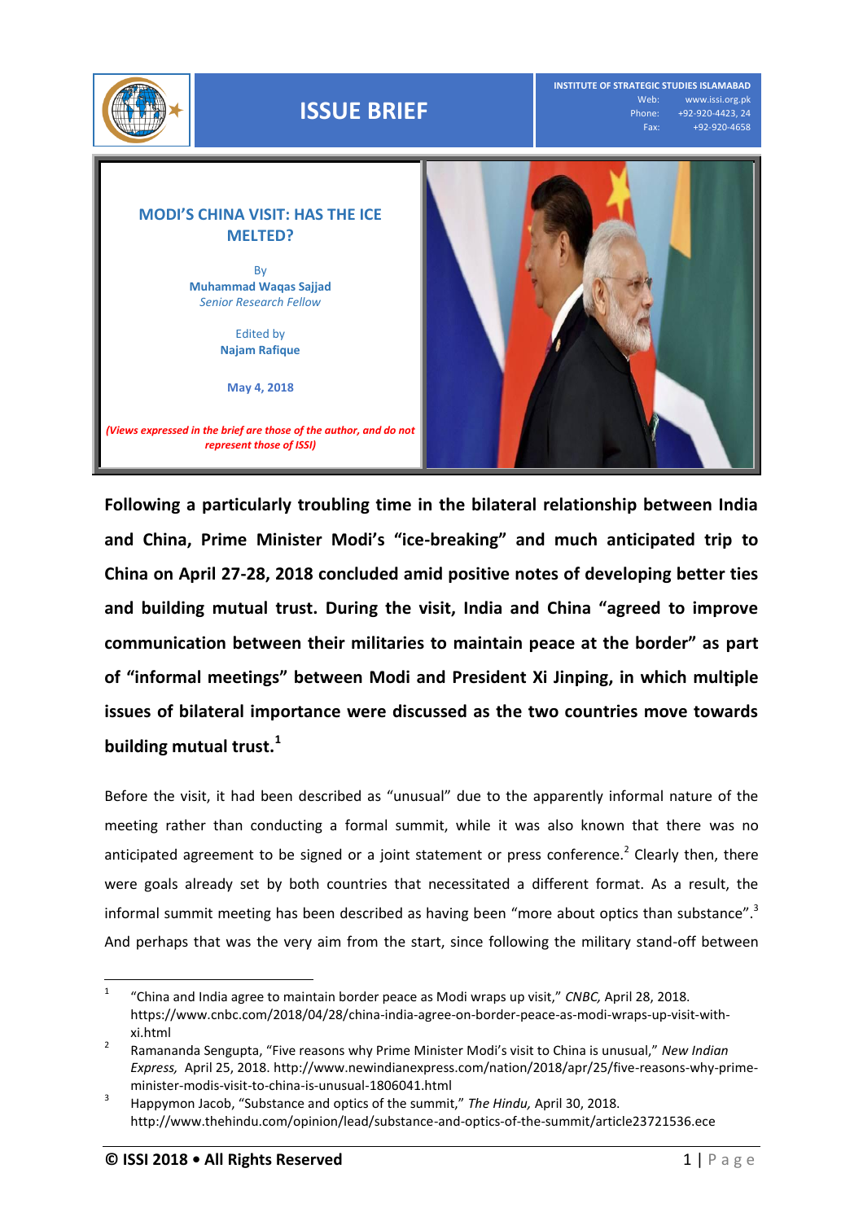ISSUE BRIEF

INSTITUTE OF STRATEGIC STUDIES ISLAMABAD
Web: www.issi.org.pk
Phone: +92-920-4423, 24
Fax: +92-920-4658

# MODI'S CHINA VISIT: HAS THE ICE MELTED?

By
**Muhammad Waqas Sajjad**
*Senior Research Fellow*

Edited by
**Najam Rafique**

**May 4, 2018**

***(Views expressed in the brief are those of the author, and do not represent those of ISSI)***

**Following a particularly troubling time in the bilateral relationship between India and China, Prime Minister Modi's "ice-breaking" and much anticipated trip to China on April 27-28, 2018 concluded amid positive notes of developing better ties and building mutual trust. During the visit, India and China "agreed to improve communication between their militaries to maintain peace at the border" as part of "informal meetings" between Modi and President Xi Jinping, in which multiple issues of bilateral importance were discussed as the two countries move towards building mutual trust.[1]**

Before the visit, it had been described as "unusual" due to the apparently informal nature of the meeting rather than conducting a formal summit, while it was also known that there was no anticipated agreement to be signed or a joint statement or press conference.[2] Clearly then, there were goals already set by both countries that necessitated a different format. As a result, the informal summit meeting has been described as having been "more about optics than substance".[3] And perhaps that was the very aim from the start, since following the military stand-off between

---

[1] "China and India agree to maintain border peace as Modi wraps up visit," *CNBC,* April 28, 2018. https://www.cnbc.com/2018/04/28/china-india-agree-on-border-peace-as-modi-wraps-up-visit-with-xi.html

[2] Ramananda Sengupta, "Five reasons why Prime Minister Modi's visit to China is unusual," *New Indian Express,* April 25, 2018. http://www.newindianexpress.com/nation/2018/apr/25/five-reasons-why-prime-minister-modis-visit-to-china-is-unusual-1806041.html

[3] Happymon Jacob, "Substance and optics of the summit," *The Hindu,* April 30, 2018. http://www.thehindu.com/opinion/lead/substance-and-optics-of-the-summit/article23721536.ece

**© ISSI 2018 • All Rights Reserved**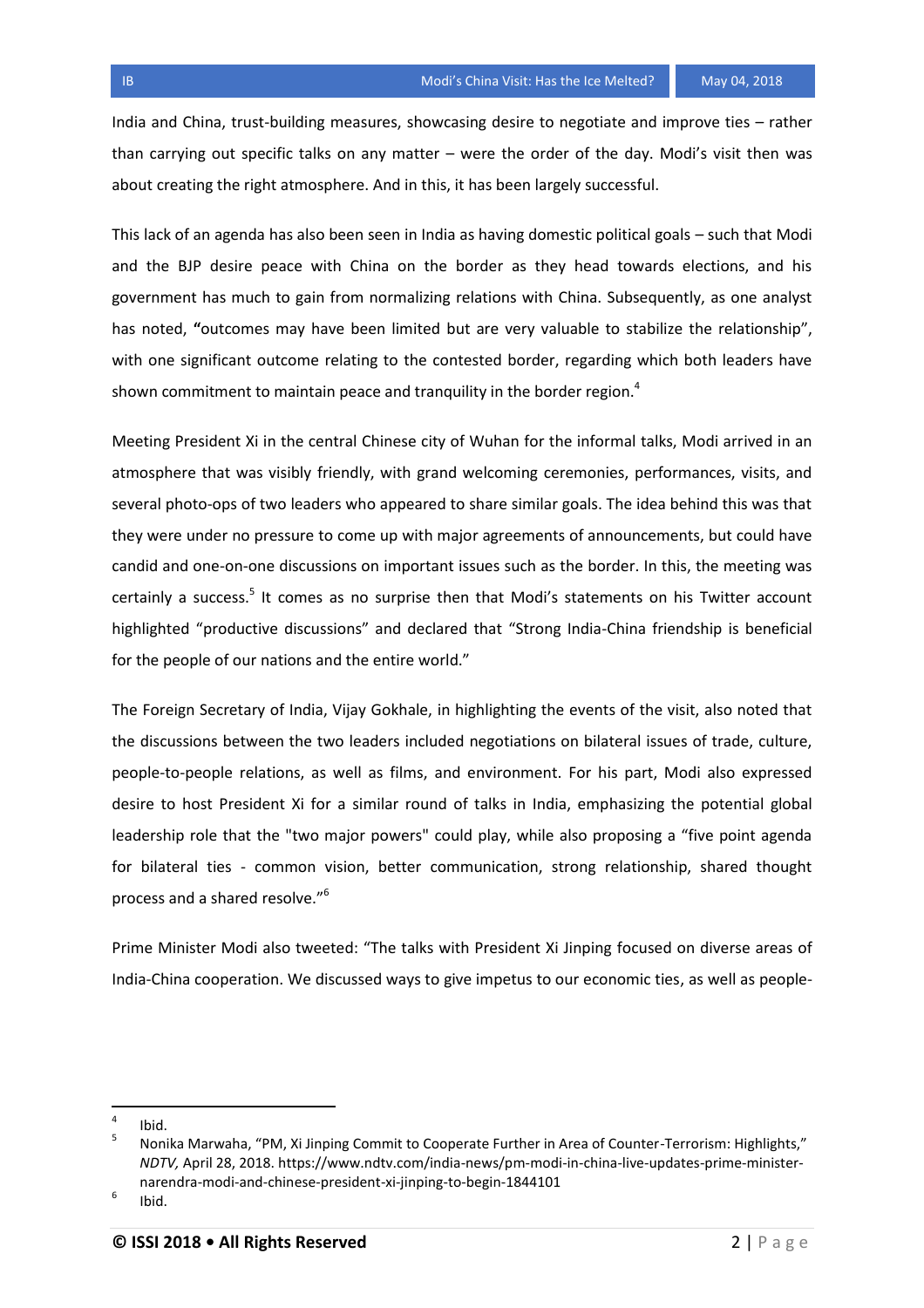India and China, trust-building measures, showcasing desire to negotiate and improve ties – rather than carrying out specific talks on any matter – were the order of the day. Modi's visit then was about creating the right atmosphere. And in this, it has been largely successful.

This lack of an agenda has also been seen in India as having domestic political goals – such that Modi and the BJP desire peace with China on the border as they head towards elections, and his government has much to gain from normalizing relations with China. Subsequently, as one analyst has noted, **"**outcomes may have been limited but are very valuable to stabilize the relationship", with one significant outcome relating to the contested border, regarding which both leaders have shown commitment to maintain peace and tranquility in the border region.[4]

Meeting President Xi in the central Chinese city of Wuhan for the informal talks, Modi arrived in an atmosphere that was visibly friendly, with grand welcoming ceremonies, performances, visits, and several photo-ops of two leaders who appeared to share similar goals. The idea behind this was that they were under no pressure to come up with major agreements of announcements, but could have candid and one-on-one discussions on important issues such as the border. In this, the meeting was certainly a success.[5] It comes as no surprise then that Modi's statements on his Twitter account highlighted "productive discussions" and declared that "Strong India-China friendship is beneficial for the people of our nations and the entire world."

The Foreign Secretary of India, Vijay Gokhale, in highlighting the events of the visit, also noted that the discussions between the two leaders included negotiations on bilateral issues of trade, culture, people-to-people relations, as well as films, and environment. For his part, Modi also expressed desire to host President Xi for a similar round of talks in India, emphasizing the potential global leadership role that the "two major powers" could play, while also proposing a "five point agenda for bilateral ties - common vision, better communication, strong relationship, shared thought process and a shared resolve."[6]

Prime Minister Modi also tweeted: "The talks with President Xi Jinping focused on diverse areas of India-China cooperation. We discussed ways to give impetus to our economic ties, as well as people-

---

[4] Ibid.

[5] Nonika Marwaha, "PM, Xi Jinping Commit to Cooperate Further in Area of Counter-Terrorism: Highlights," *NDTV,* April 28, 2018. https://www.ndtv.com/india-news/pm-modi-in-china-live-updates-prime-minister-narendra-modi-and-chinese-president-xi-jinping-to-begin-1844101

[6] Ibid.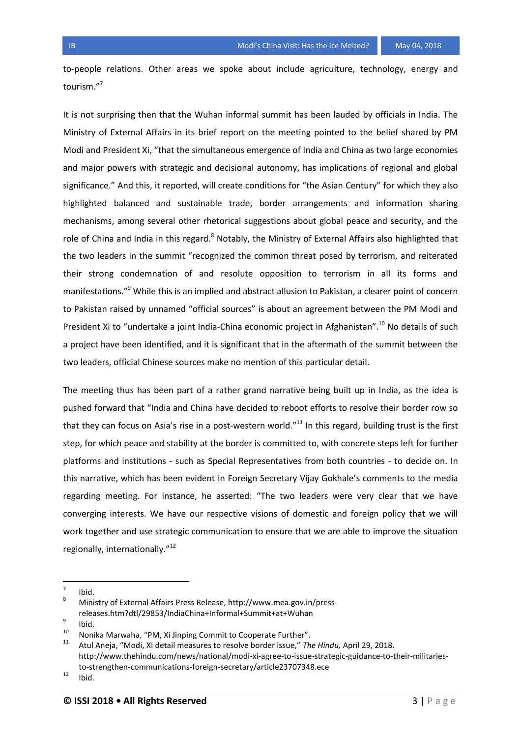to-people relations. Other areas we spoke about include agriculture, technology, energy and tourism."[7]

It is not surprising then that the Wuhan informal summit has been lauded by officials in India. The Ministry of External Affairs in its brief report on the meeting pointed to the belief shared by PM Modi and President Xi, "that the simultaneous emergence of India and China as two large economies and major powers with strategic and decisional autonomy, has implications of regional and global significance." And this, it reported, will create conditions for "the Asian Century" for which they also highlighted balanced and sustainable trade, border arrangements and information sharing mechanisms, among several other rhetorical suggestions about global peace and security, and the role of China and India in this regard.[8] Notably, the Ministry of External Affairs also highlighted that the two leaders in the summit "recognized the common threat posed by terrorism, and reiterated their strong condemnation of and resolute opposition to terrorism in all its forms and manifestations."[9] While this is an implied and abstract allusion to Pakistan, a clearer point of concern to Pakistan raised by unnamed "official sources" is about an agreement between the PM Modi and President Xi to "undertake a joint India-China economic project in Afghanistan".[10] No details of such a project have been identified, and it is significant that in the aftermath of the summit between the two leaders, official Chinese sources make no mention of this particular detail.

The meeting thus has been part of a rather grand narrative being built up in India, as the idea is pushed forward that "India and China have decided to reboot efforts to resolve their border row so that they can focus on Asia's rise in a post-western world."[11] In this regard, building trust is the first step, for which peace and stability at the border is committed to, with concrete steps left for further platforms and institutions - such as Special Representatives from both countries - to decide on. In this narrative, which has been evident in Foreign Secretary Vijay Gokhale's comments to the media regarding meeting. For instance, he asserted: "The two leaders were very clear that we have converging interests. We have our respective visions of domestic and foreign policy that we will work together and use strategic communication to ensure that we are able to improve the situation regionally, internationally."[12]

---

[7] Ibid.

[8] Ministry of External Affairs Press Release, http://www.mea.gov.in/press-releases.htm?dtl/29853/IndiaChina+Informal+Summit+at+Wuhan

[9] Ibid.

[10] Nonika Marwaha, "PM, Xi Jinping Commit to Cooperate Further".

[11] Atul Aneja, "Modi, XI detail measures to resolve border issue," *The Hindu,* April 29, 2018. http://www.thehindu.com/news/national/modi-xi-agree-to-issue-strategic-guidance-to-their-militaries-to-strengthen-communications-foreign-secretary/article23707348.ece

[12] Ibid.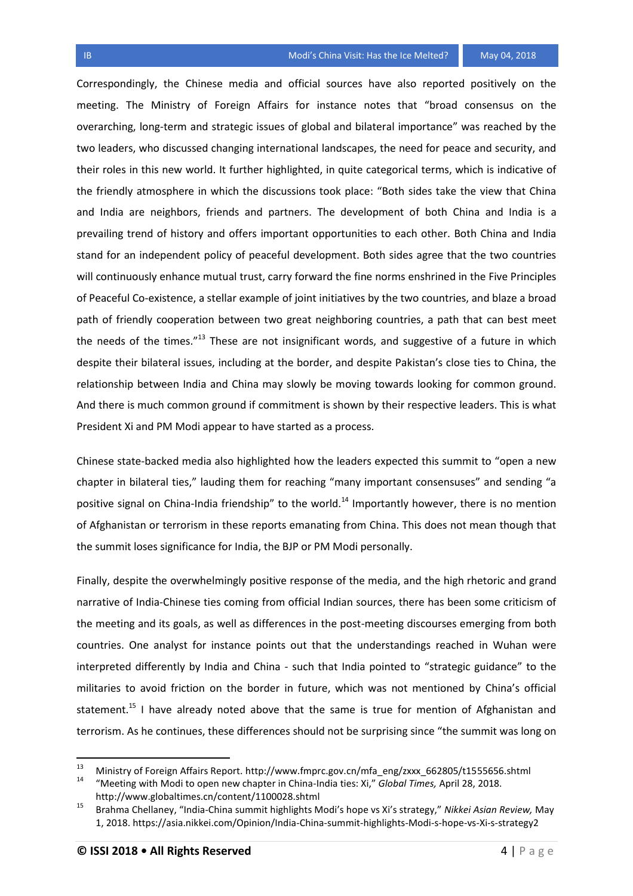Correspondingly, the Chinese media and official sources have also reported positively on the meeting. The Ministry of Foreign Affairs for instance notes that "broad consensus on the overarching, long-term and strategic issues of global and bilateral importance" was reached by the two leaders, who discussed changing international landscapes, the need for peace and security, and their roles in this new world. It further highlighted, in quite categorical terms, which is indicative of the friendly atmosphere in which the discussions took place: "Both sides take the view that China and India are neighbors, friends and partners. The development of both China and India is a prevailing trend of history and offers important opportunities to each other. Both China and India stand for an independent policy of peaceful development. Both sides agree that the two countries will continuously enhance mutual trust, carry forward the fine norms enshrined in the Five Principles of Peaceful Co-existence, a stellar example of joint initiatives by the two countries, and blaze a broad path of friendly cooperation between two great neighboring countries, a path that can best meet the needs of the times."[13] These are not insignificant words, and suggestive of a future in which despite their bilateral issues, including at the border, and despite Pakistan's close ties to China, the relationship between India and China may slowly be moving towards looking for common ground. And there is much common ground if commitment is shown by their respective leaders. This is what President Xi and PM Modi appear to have started as a process.

Chinese state-backed media also highlighted how the leaders expected this summit to "open a new chapter in bilateral ties," lauding them for reaching "many important consensuses" and sending "a positive signal on China-India friendship" to the world.[14] Importantly however, there is no mention of Afghanistan or terrorism in these reports emanating from China. This does not mean though that the summit loses significance for India, the BJP or PM Modi personally.

Finally, despite the overwhelmingly positive response of the media, and the high rhetoric and grand narrative of India-Chinese ties coming from official Indian sources, there has been some criticism of the meeting and its goals, as well as differences in the post-meeting discourses emerging from both countries. One analyst for instance points out that the understandings reached in Wuhan were interpreted differently by India and China - such that India pointed to "strategic guidance" to the militaries to avoid friction on the border in future, which was not mentioned by China's official statement.[15] I have already noted above that the same is true for mention of Afghanistan and terrorism. As he continues, these differences should not be surprising since "the summit was long on

---

[13] Ministry of Foreign Affairs Report. http://www.fmprc.gov.cn/mfa_eng/zxxx_662805/t1555656.shtml

[14] "Meeting with Modi to open new chapter in China-India ties: Xi," *Global Times,* April 28, 2018. http://www.globaltimes.cn/content/1100028.shtml

[15] Brahma Chellaney, "India-China summit highlights Modi's hope vs Xi's strategy," *Nikkei Asian Review,* May 1, 2018. https://asia.nikkei.com/Opinion/India-China-summit-highlights-Modi-s-hope-vs-Xi-s-strategy2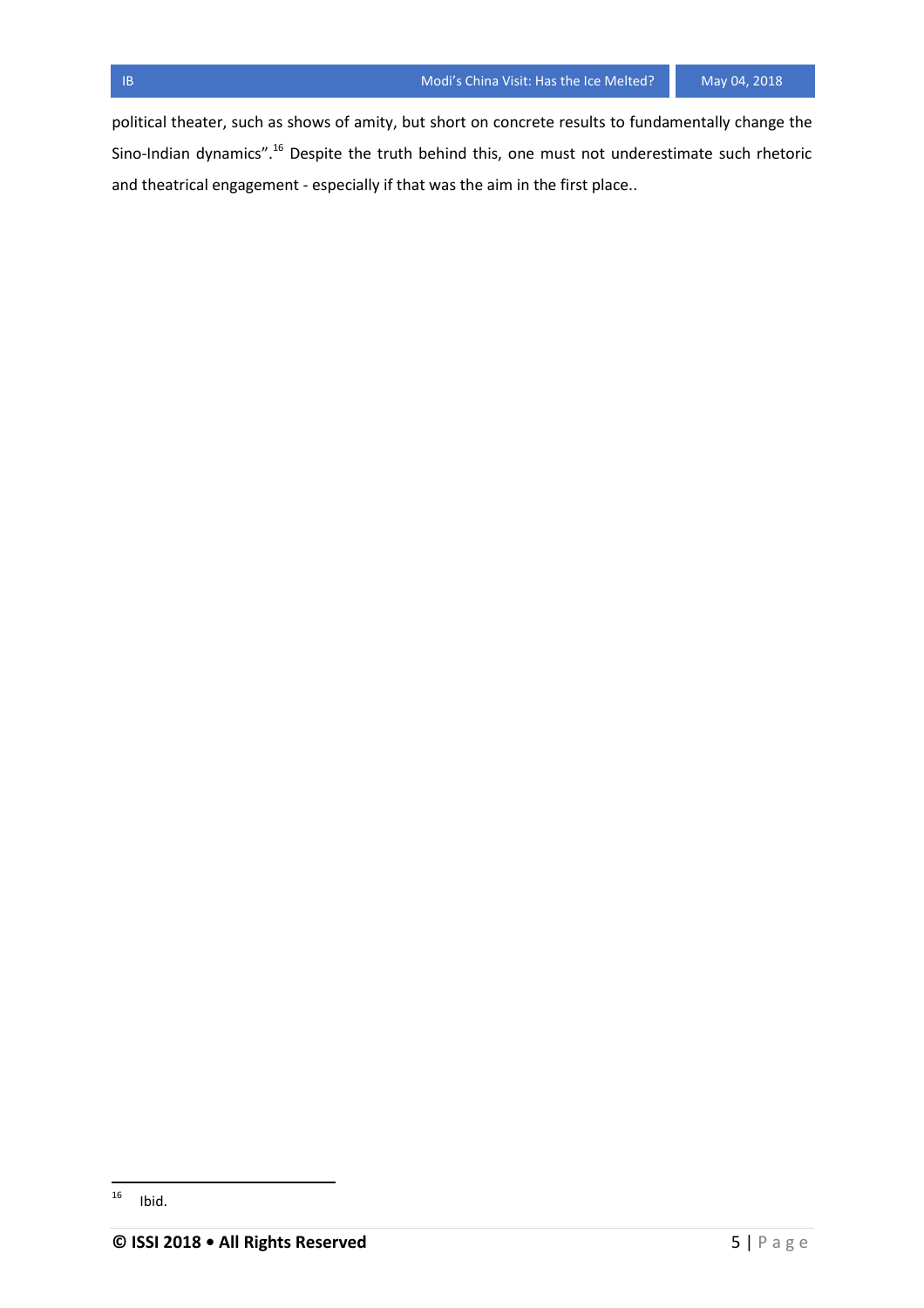political theater, such as shows of amity, but short on concrete results to fundamentally change the Sino-Indian dynamics".[16] Despite the truth behind this, one must not underestimate such rhetoric and theatrical engagement - especially if that was the aim in the first place..

---

[16] Ibid.

© ISSI 2018 • All Rights Reserved